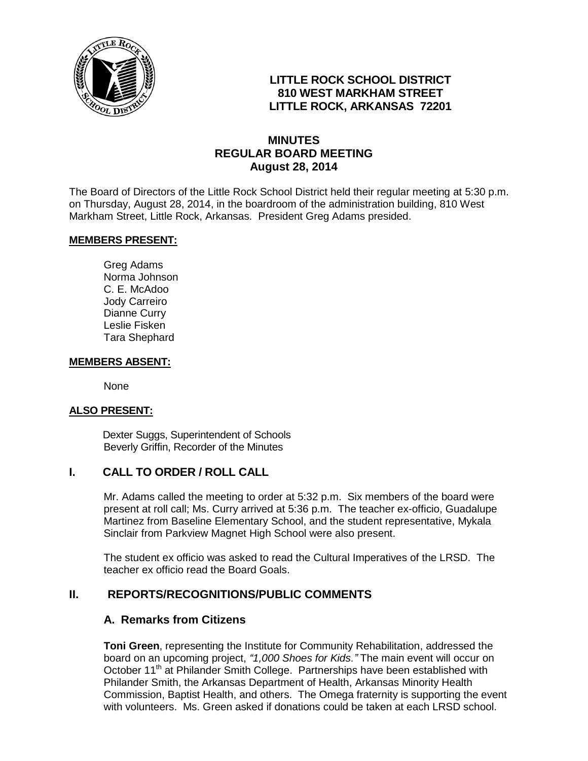**LITTLE ROCK SCHOOL DISTRICT**
**810 WEST MARKHAM STREET**
**LITTLE ROCK, ARKANSAS 72201**

# MINUTES
## REGULAR BOARD MEETING
### August 28, 2014

The Board of Directors of the Little Rock School District held their regular meeting at 5:30 p.m. on Thursday, August 28, 2014, in the boardroom of the administration building, 810 West Markham Street, Little Rock, Arkansas. President Greg Adams presided.

**MEMBERS PRESENT:**

Greg Adams
Norma Johnson
C. E. McAdoo
Jody Carreiro
Dianne Curry
Leslie Fisken
Tara Shephard

**MEMBERS ABSENT:**

None

**ALSO PRESENT:**

Dexter Suggs, Superintendent of Schools
Beverly Griffin, Recorder of the Minutes

## I. CALL TO ORDER / ROLL CALL

Mr. Adams called the meeting to order at 5:32 p.m. Six members of the board were present at roll call; Ms. Curry arrived at 5:36 p.m. The teacher ex-officio, Guadalupe Martinez from Baseline Elementary School, and the student representative, Mykala Sinclair from Parkview Magnet High School were also present.

The student ex officio was asked to read the Cultural Imperatives of the LRSD. The teacher ex officio read the Board Goals.

## II. REPORTS/RECOGNITIONS/PUBLIC COMMENTS

### A. Remarks from Citizens

**Toni Green**, representing the Institute for Community Rehabilitation, addressed the board on an upcoming project, *"1,000 Shoes for Kids."* The main event will occur on October 11th at Philander Smith College. Partnerships have been established with Philander Smith, the Arkansas Department of Health, Arkansas Minority Health Commission, Baptist Health, and others. The Omega fraternity is supporting the event with volunteers. Ms. Green asked if donations could be taken at each LRSD school.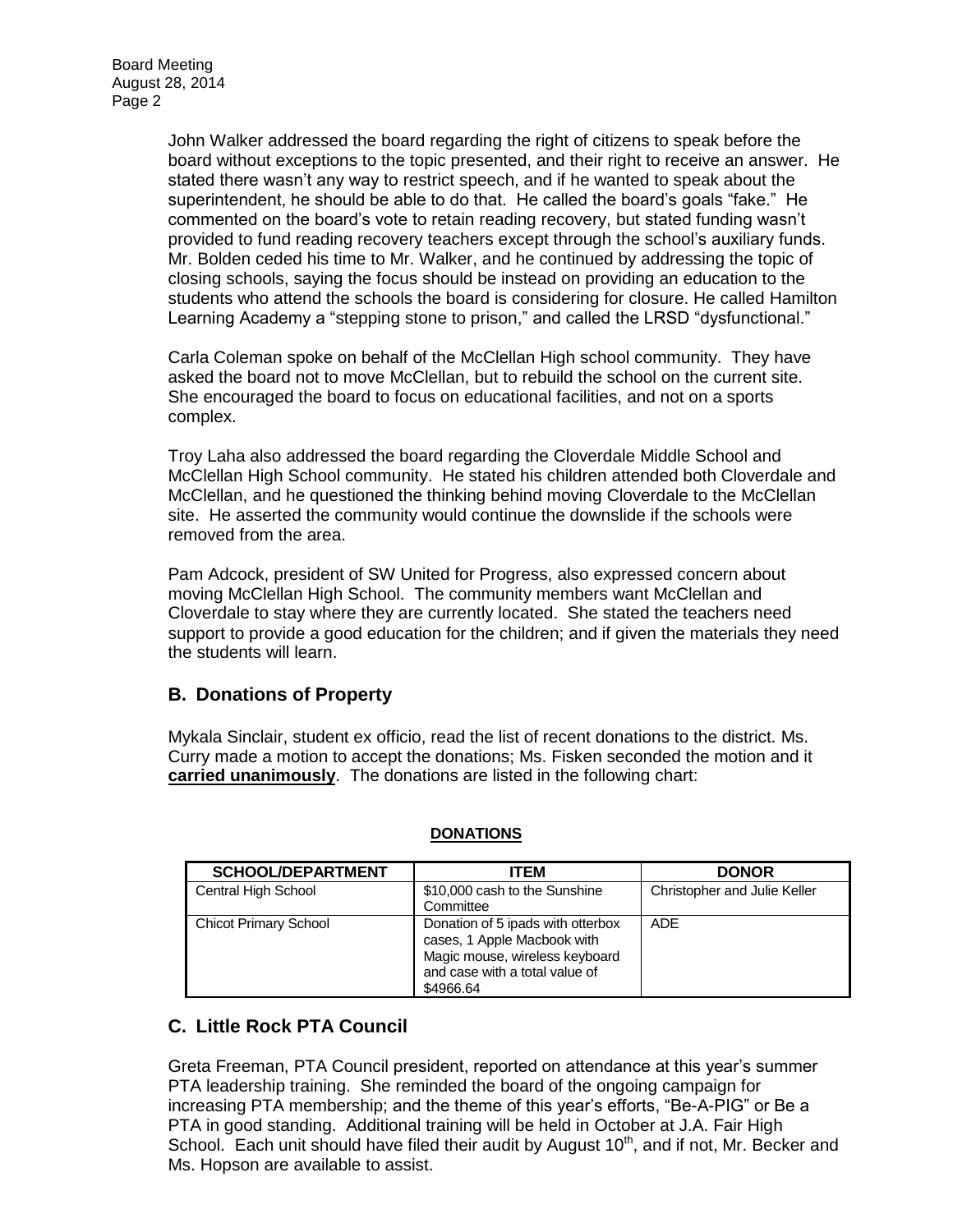John Walker addressed the board regarding the right of citizens to speak before the board without exceptions to the topic presented, and their right to receive an answer. He stated there wasn't any way to restrict speech, and if he wanted to speak about the superintendent, he should be able to do that. He called the board's goals "fake." He commented on the board's vote to retain reading recovery, but stated funding wasn't provided to fund reading recovery teachers except through the school's auxiliary funds. Mr. Bolden ceded his time to Mr. Walker, and he continued by addressing the topic of closing schools, saying the focus should be instead on providing an education to the students who attend the schools the board is considering for closure. He called Hamilton Learning Academy a "stepping stone to prison," and called the LRSD "dysfunctional."

Carla Coleman spoke on behalf of the McClellan High school community. They have asked the board not to move McClellan, but to rebuild the school on the current site. She encouraged the board to focus on educational facilities, and not on a sports complex.

Troy Laha also addressed the board regarding the Cloverdale Middle School and McClellan High School community. He stated his children attended both Cloverdale and McClellan, and he questioned the thinking behind moving Cloverdale to the McClellan site. He asserted the community would continue the downslide if the schools were removed from the area.

Pam Adcock, president of SW United for Progress, also expressed concern about moving McClellan High School. The community members want McClellan and Cloverdale to stay where they are currently located. She stated the teachers need support to provide a good education for the children; and if given the materials they need the students will learn.

## B. Donations of Property

Mykala Sinclair, student ex officio, read the list of recent donations to the district. Ms. Curry made a motion to accept the donations; Ms. Fisken seconded the motion and it **carried unanimously**. The donations are listed in the following chart:

**DONATIONS**

| SCHOOL/DEPARTMENT | ITEM | DONOR |
|---|---|---|
| Central High School | $10,000 cash to the Sunshine Committee | Christopher and Julie Keller |
| Chicot Primary School | Donation of 5 ipads with otterbox cases, 1 Apple Macbook with Magic mouse, wireless keyboard and case with a total value of $4966.64 | ADE |

## C. Little Rock PTA Council

Greta Freeman, PTA Council president, reported on attendance at this year's summer PTA leadership training. She reminded the board of the ongoing campaign for increasing PTA membership; and the theme of this year's efforts, "Be-A-PIG" or Be a PTA in good standing. Additional training will be held in October at J.A. Fair High School. Each unit should have filed their audit by August 10th, and if not, Mr. Becker and Ms. Hopson are available to assist.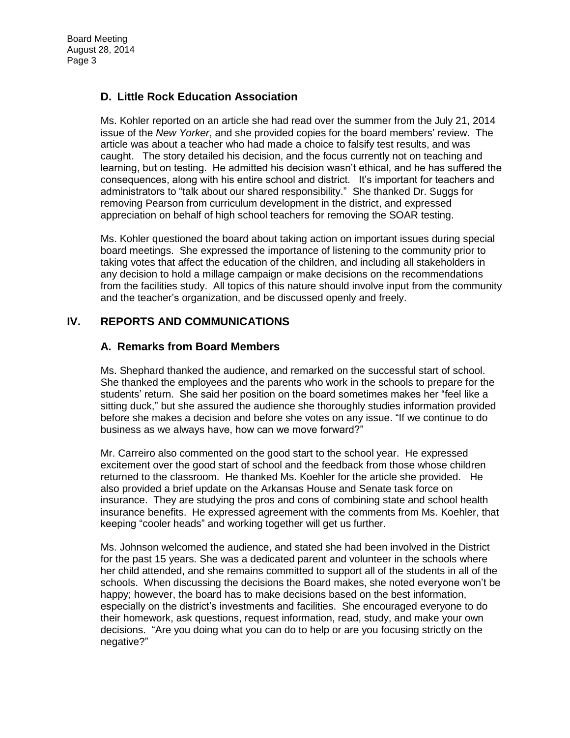### D. Little Rock Education Association

Ms. Kohler reported on an article she had read over the summer from the July 21, 2014 issue of the *New Yorker*, and she provided copies for the board members' review. The article was about a teacher who had made a choice to falsify test results, and was caught. The story detailed his decision, and the focus currently not on teaching and learning, but on testing. He admitted his decision wasn't ethical, and he has suffered the consequences, along with his entire school and district. It's important for teachers and administrators to "talk about our shared responsibility." She thanked Dr. Suggs for removing Pearson from curriculum development in the district, and expressed appreciation on behalf of high school teachers for removing the SOAR testing.

Ms. Kohler questioned the board about taking action on important issues during special board meetings. She expressed the importance of listening to the community prior to taking votes that affect the education of the children, and including all stakeholders in any decision to hold a millage campaign or make decisions on the recommendations from the facilities study. All topics of this nature should involve input from the community and the teacher's organization, and be discussed openly and freely.

## IV. REPORTS AND COMMUNICATIONS

### A. Remarks from Board Members

Ms. Shephard thanked the audience, and remarked on the successful start of school. She thanked the employees and the parents who work in the schools to prepare for the students' return. She said her position on the board sometimes makes her "feel like a sitting duck," but she assured the audience she thoroughly studies information provided before she makes a decision and before she votes on any issue. "If we continue to do business as we always have, how can we move forward?"

Mr. Carreiro also commented on the good start to the school year. He expressed excitement over the good start of school and the feedback from those whose children returned to the classroom. He thanked Ms. Koehler for the article she provided. He also provided a brief update on the Arkansas House and Senate task force on insurance. They are studying the pros and cons of combining state and school health insurance benefits. He expressed agreement with the comments from Ms. Koehler, that keeping "cooler heads" and working together will get us further.

Ms. Johnson welcomed the audience, and stated she had been involved in the District for the past 15 years. She was a dedicated parent and volunteer in the schools where her child attended, and she remains committed to support all of the students in all of the schools. When discussing the decisions the Board makes, she noted everyone won't be happy; however, the board has to make decisions based on the best information, especially on the district's investments and facilities. She encouraged everyone to do their homework, ask questions, request information, read, study, and make your own decisions. "Are you doing what you can do to help or are you focusing strictly on the negative?"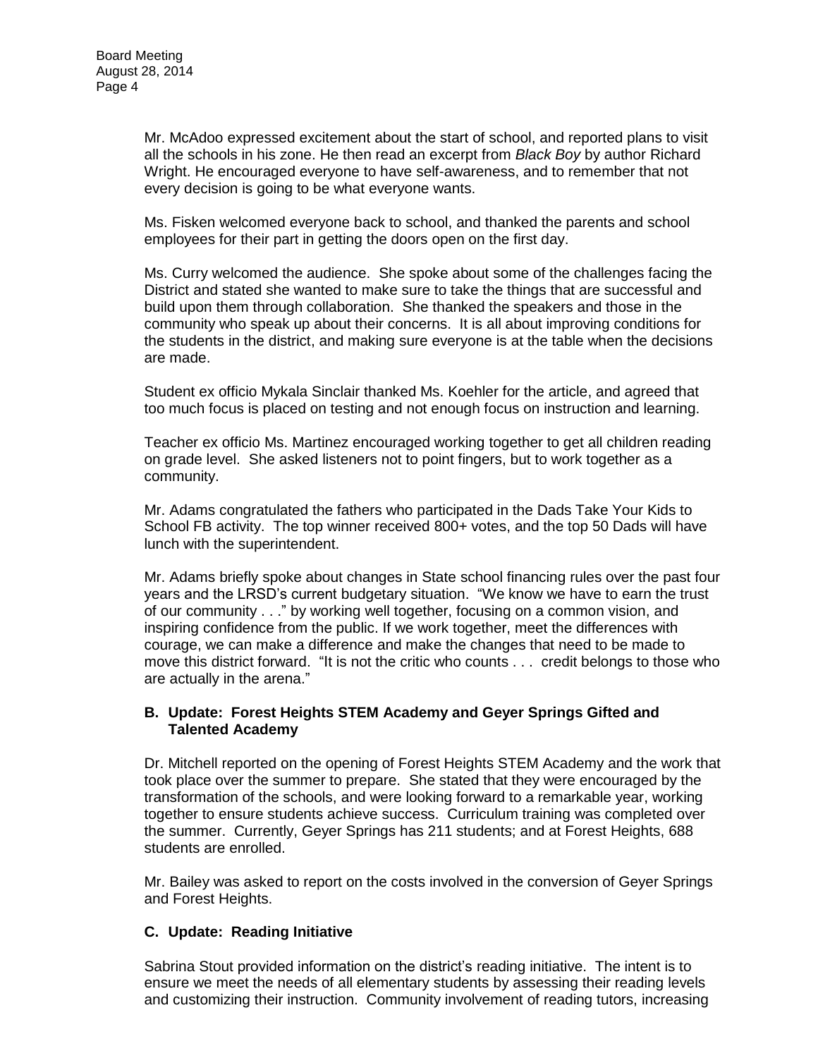Mr. McAdoo expressed excitement about the start of school, and reported plans to visit all the schools in his zone. He then read an excerpt from *Black Boy* by author Richard Wright. He encouraged everyone to have self-awareness, and to remember that not every decision is going to be what everyone wants.

Ms. Fisken welcomed everyone back to school, and thanked the parents and school employees for their part in getting the doors open on the first day.

Ms. Curry welcomed the audience. She spoke about some of the challenges facing the District and stated she wanted to make sure to take the things that are successful and build upon them through collaboration. She thanked the speakers and those in the community who speak up about their concerns. It is all about improving conditions for the students in the district, and making sure everyone is at the table when the decisions are made.

Student ex officio Mykala Sinclair thanked Ms. Koehler for the article, and agreed that too much focus is placed on testing and not enough focus on instruction and learning.

Teacher ex officio Ms. Martinez encouraged working together to get all children reading on grade level. She asked listeners not to point fingers, but to work together as a community.

Mr. Adams congratulated the fathers who participated in the Dads Take Your Kids to School FB activity. The top winner received 800+ votes, and the top 50 Dads will have lunch with the superintendent.

Mr. Adams briefly spoke about changes in State school financing rules over the past four years and the LRSD's current budgetary situation. "We know we have to earn the trust of our community . . ." by working well together, focusing on a common vision, and inspiring confidence from the public. If we work together, meet the differences with courage, we can make a difference and make the changes that need to be made to move this district forward. "It is not the critic who counts . . . credit belongs to those who are actually in the arena."

**B. Update: Forest Heights STEM Academy and Geyer Springs Gifted and Talented Academy**

Dr. Mitchell reported on the opening of Forest Heights STEM Academy and the work that took place over the summer to prepare. She stated that they were encouraged by the transformation of the schools, and were looking forward to a remarkable year, working together to ensure students achieve success. Curriculum training was completed over the summer. Currently, Geyer Springs has 211 students; and at Forest Heights, 688 students are enrolled.

Mr. Bailey was asked to report on the costs involved in the conversion of Geyer Springs and Forest Heights.

**C. Update: Reading Initiative**

Sabrina Stout provided information on the district's reading initiative. The intent is to ensure we meet the needs of all elementary students by assessing their reading levels and customizing their instruction. Community involvement of reading tutors, increasing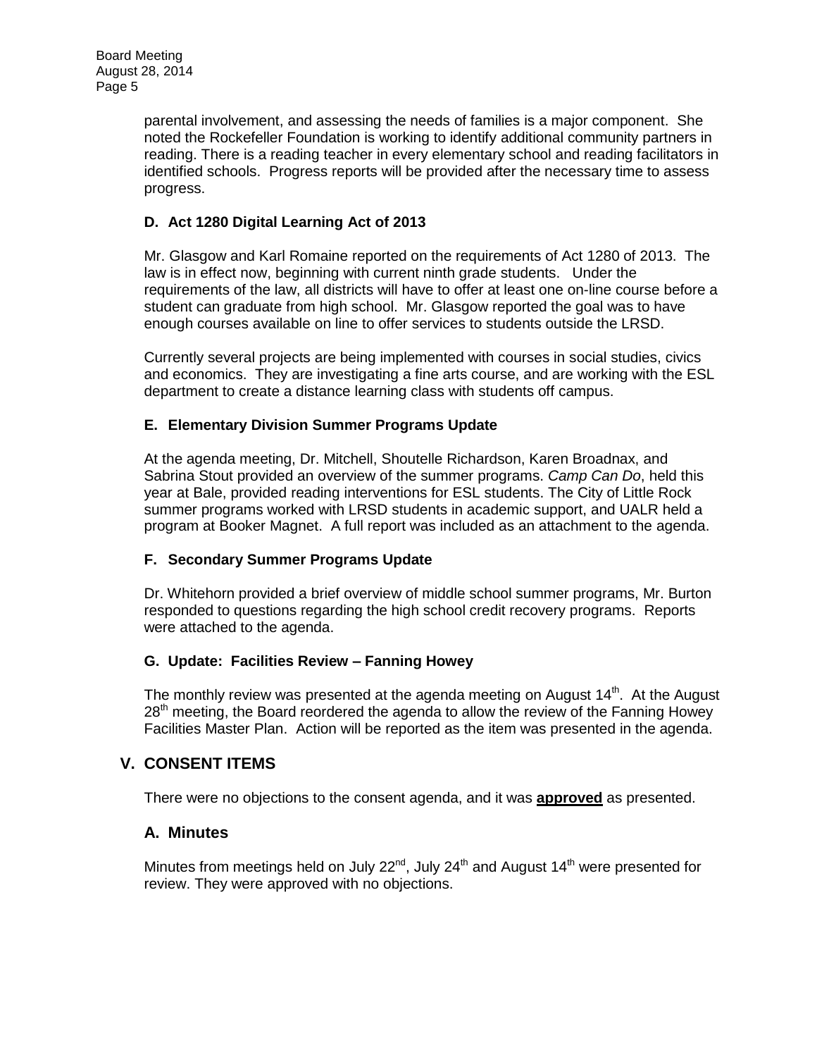parental involvement, and assessing the needs of families is a major component. She noted the Rockefeller Foundation is working to identify additional community partners in reading. There is a reading teacher in every elementary school and reading facilitators in identified schools. Progress reports will be provided after the necessary time to assess progress.

### D. Act 1280 Digital Learning Act of 2013

Mr. Glasgow and Karl Romaine reported on the requirements of Act 1280 of 2013. The law is in effect now, beginning with current ninth grade students. Under the requirements of the law, all districts will have to offer at least one on-line course before a student can graduate from high school. Mr. Glasgow reported the goal was to have enough courses available on line to offer services to students outside the LRSD.

Currently several projects are being implemented with courses in social studies, civics and economics. They are investigating a fine arts course, and are working with the ESL department to create a distance learning class with students off campus.

### E. Elementary Division Summer Programs Update

At the agenda meeting, Dr. Mitchell, Shoutelle Richardson, Karen Broadnax, and Sabrina Stout provided an overview of the summer programs. *Camp Can Do*, held this year at Bale, provided reading interventions for ESL students. The City of Little Rock summer programs worked with LRSD students in academic support, and UALR held a program at Booker Magnet. A full report was included as an attachment to the agenda.

### F. Secondary Summer Programs Update

Dr. Whitehorn provided a brief overview of middle school summer programs, Mr. Burton responded to questions regarding the high school credit recovery programs. Reports were attached to the agenda.

### G. Update: Facilities Review – Fanning Howey

The monthly review was presented at the agenda meeting on August 14th. At the August 28th meeting, the Board reordered the agenda to allow the review of the Fanning Howey Facilities Master Plan. Action will be reported as the item was presented in the agenda.

## V. CONSENT ITEMS

There were no objections to the consent agenda, and it was **approved** as presented.

## A. Minutes

Minutes from meetings held on July 22nd, July 24th and August 14th were presented for review. They were approved with no objections.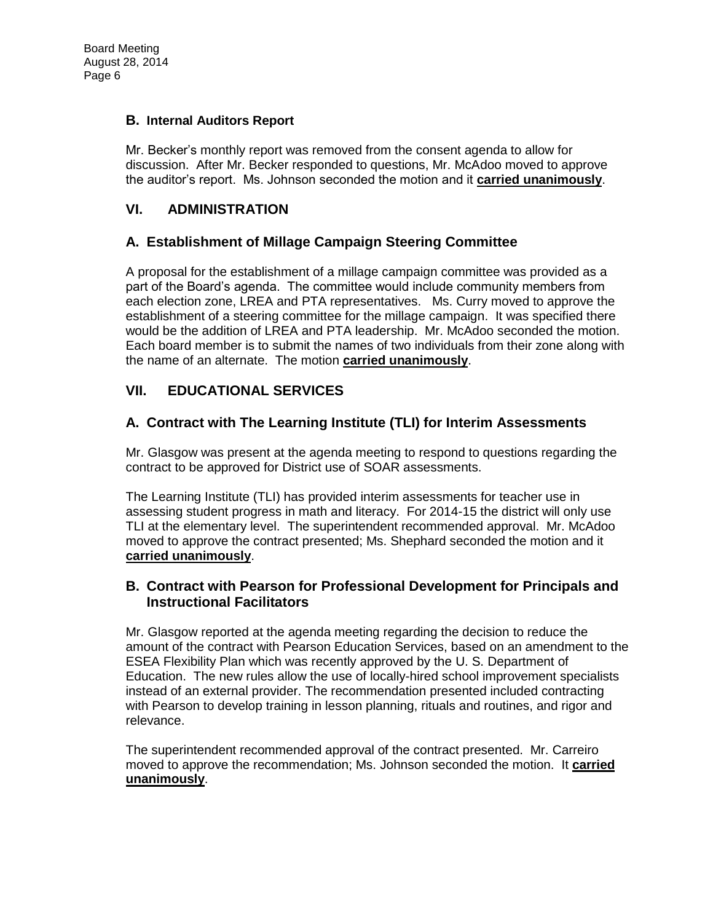### B. Internal Auditors Report

Mr. Becker's monthly report was removed from the consent agenda to allow for discussion. After Mr. Becker responded to questions, Mr. McAdoo moved to approve the auditor's report. Ms. Johnson seconded the motion and it **carried unanimously**.

## VI. ADMINISTRATION

### A. Establishment of Millage Campaign Steering Committee

A proposal for the establishment of a millage campaign committee was provided as a part of the Board's agenda. The committee would include community members from each election zone, LREA and PTA representatives. Ms. Curry moved to approve the establishment of a steering committee for the millage campaign. It was specified there would be the addition of LREA and PTA leadership. Mr. McAdoo seconded the motion. Each board member is to submit the names of two individuals from their zone along with the name of an alternate. The motion **carried unanimously**.

## VII. EDUCATIONAL SERVICES

### A. Contract with The Learning Institute (TLI) for Interim Assessments

Mr. Glasgow was present at the agenda meeting to respond to questions regarding the contract to be approved for District use of SOAR assessments.

The Learning Institute (TLI) has provided interim assessments for teacher use in assessing student progress in math and literacy. For 2014-15 the district will only use TLI at the elementary level. The superintendent recommended approval. Mr. McAdoo moved to approve the contract presented; Ms. Shephard seconded the motion and it **carried unanimously**.

### B. Contract with Pearson for Professional Development for Principals and Instructional Facilitators

Mr. Glasgow reported at the agenda meeting regarding the decision to reduce the amount of the contract with Pearson Education Services, based on an amendment to the ESEA Flexibility Plan which was recently approved by the U. S. Department of Education. The new rules allow the use of locally-hired school improvement specialists instead of an external provider. The recommendation presented included contracting with Pearson to develop training in lesson planning, rituals and routines, and rigor and relevance.

The superintendent recommended approval of the contract presented. Mr. Carreiro moved to approve the recommendation; Ms. Johnson seconded the motion. It **carried unanimously**.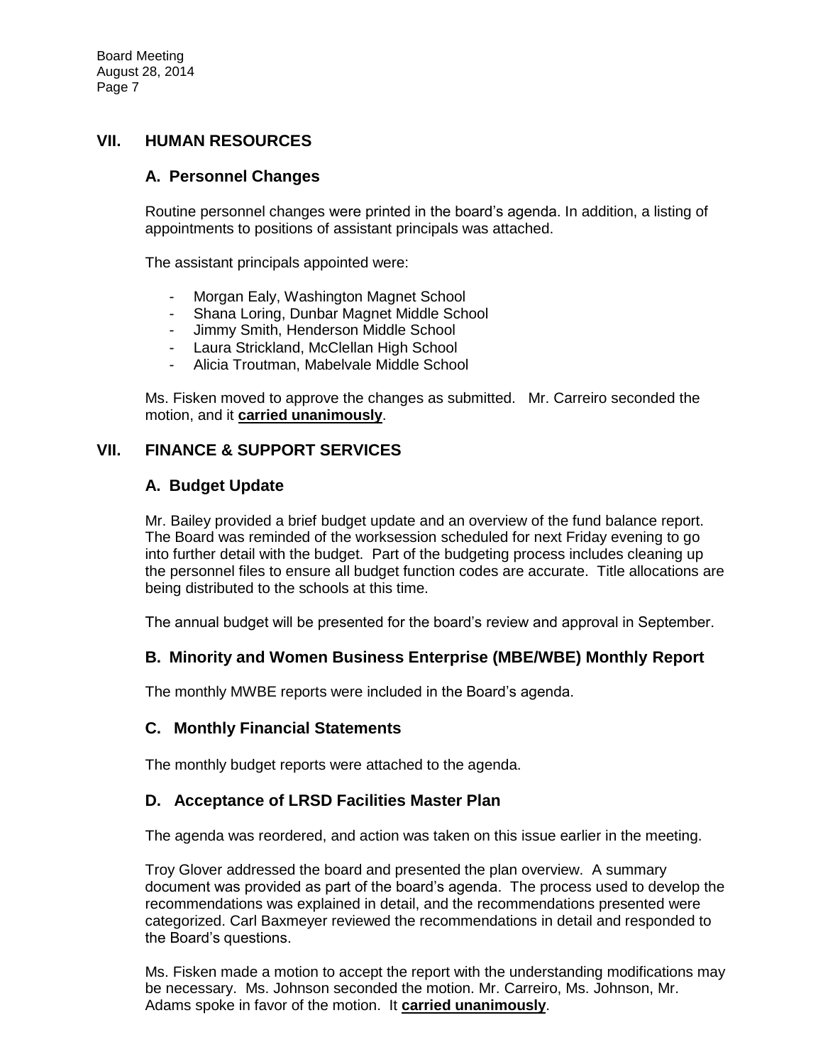## VII. HUMAN RESOURCES

### A. Personnel Changes

Routine personnel changes were printed in the board's agenda. In addition, a listing of appointments to positions of assistant principals was attached.

The assistant principals appointed were:

- Morgan Ealy, Washington Magnet School
- Shana Loring, Dunbar Magnet Middle School
- Jimmy Smith, Henderson Middle School
- Laura Strickland, McClellan High School
- Alicia Troutman, Mabelvale Middle School

Ms. Fisken moved to approve the changes as submitted. Mr. Carreiro seconded the motion, and it **carried unanimously**.

## VII. FINANCE & SUPPORT SERVICES

### A. Budget Update

Mr. Bailey provided a brief budget update and an overview of the fund balance report. The Board was reminded of the worksession scheduled for next Friday evening to go into further detail with the budget. Part of the budgeting process includes cleaning up the personnel files to ensure all budget function codes are accurate. Title allocations are being distributed to the schools at this time.

The annual budget will be presented for the board's review and approval in September.

### B. Minority and Women Business Enterprise (MBE/WBE) Monthly Report

The monthly MWBE reports were included in the Board's agenda.

### C. Monthly Financial Statements

The monthly budget reports were attached to the agenda.

### D. Acceptance of LRSD Facilities Master Plan

The agenda was reordered, and action was taken on this issue earlier in the meeting.

Troy Glover addressed the board and presented the plan overview. A summary document was provided as part of the board's agenda. The process used to develop the recommendations was explained in detail, and the recommendations presented were categorized. Carl Baxmeyer reviewed the recommendations in detail and responded to the Board's questions.

Ms. Fisken made a motion to accept the report with the understanding modifications may be necessary. Ms. Johnson seconded the motion. Mr. Carreiro, Ms. Johnson, Mr. Adams spoke in favor of the motion. It **carried unanimously**.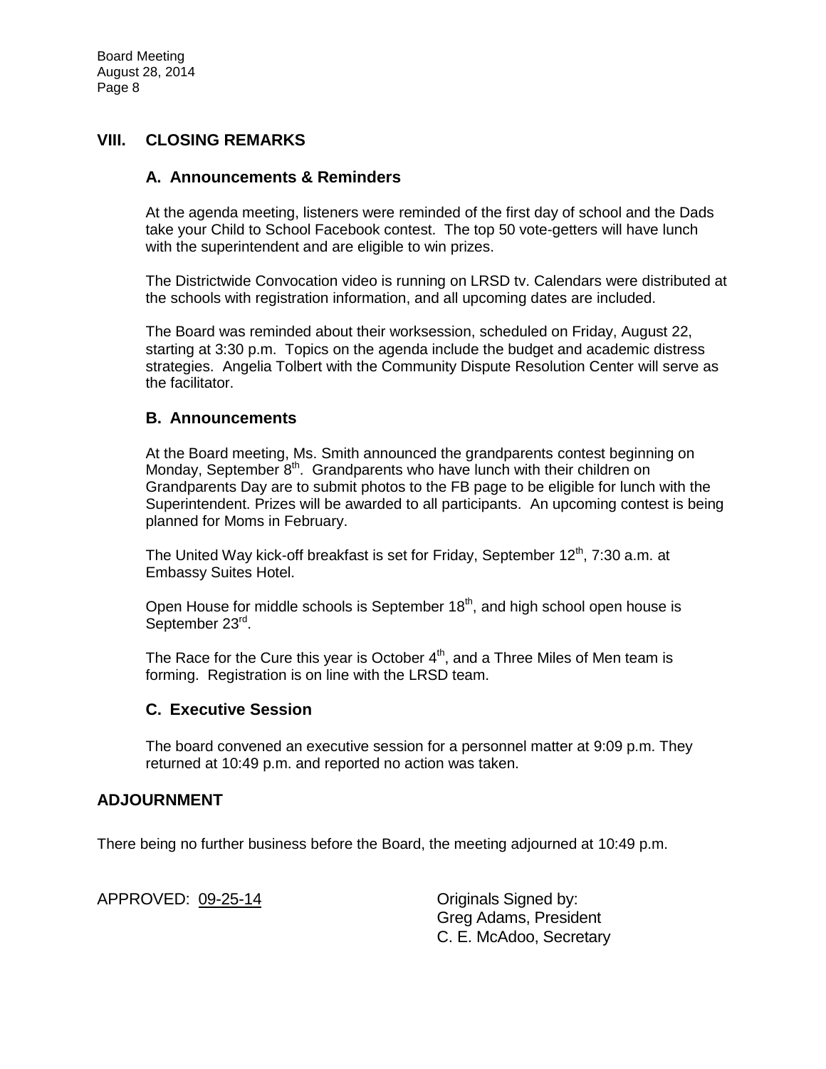## VIII. CLOSING REMARKS

### A. Announcements & Reminders

At the agenda meeting, listeners were reminded of the first day of school and the Dads take your Child to School Facebook contest. The top 50 vote-getters will have lunch with the superintendent and are eligible to win prizes.

The Districtwide Convocation video is running on LRSD tv. Calendars were distributed at the schools with registration information, and all upcoming dates are included.

The Board was reminded about their worksession, scheduled on Friday, August 22, starting at 3:30 p.m. Topics on the agenda include the budget and academic distress strategies. Angelia Tolbert with the Community Dispute Resolution Center will serve as the facilitator.

### B. Announcements

At the Board meeting, Ms. Smith announced the grandparents contest beginning on Monday, September 8th. Grandparents who have lunch with their children on Grandparents Day are to submit photos to the FB page to be eligible for lunch with the Superintendent. Prizes will be awarded to all participants. An upcoming contest is being planned for Moms in February.

The United Way kick-off breakfast is set for Friday, September 12th, 7:30 a.m. at Embassy Suites Hotel.

Open House for middle schools is September 18th, and high school open house is September 23rd.

The Race for the Cure this year is October 4th, and a Three Miles of Men team is forming. Registration is on line with the LRSD team.

### C. Executive Session

The board convened an executive session for a personnel matter at 9:09 p.m. They returned at 10:49 p.m. and reported no action was taken.

## ADJOURNMENT

There being no further business before the Board, the meeting adjourned at 10:49 p.m.

APPROVED: 09-25-14

Originals Signed by:
Greg Adams, President
C. E. McAdoo, Secretary